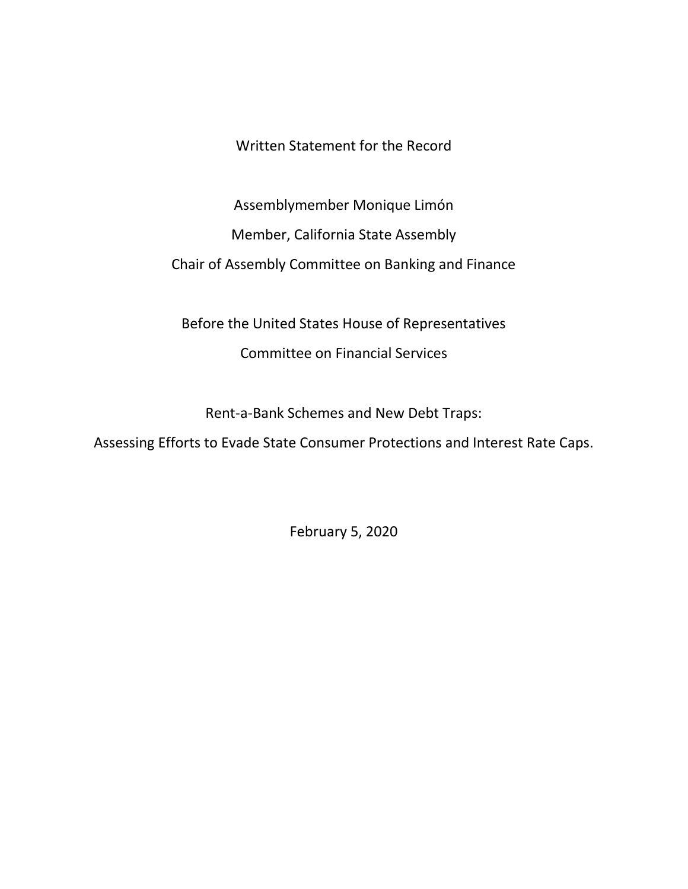Written Statement for the Record

Assemblymember Monique Limón

Member, California State Assembly

Chair of Assembly Committee on Banking and Finance

Before the United States House of Representatives

Committee on Financial Services

Rent-a-Bank Schemes and New Debt Traps:

Assessing Efforts to Evade State Consumer Protections and Interest Rate Caps.

February 5, 2020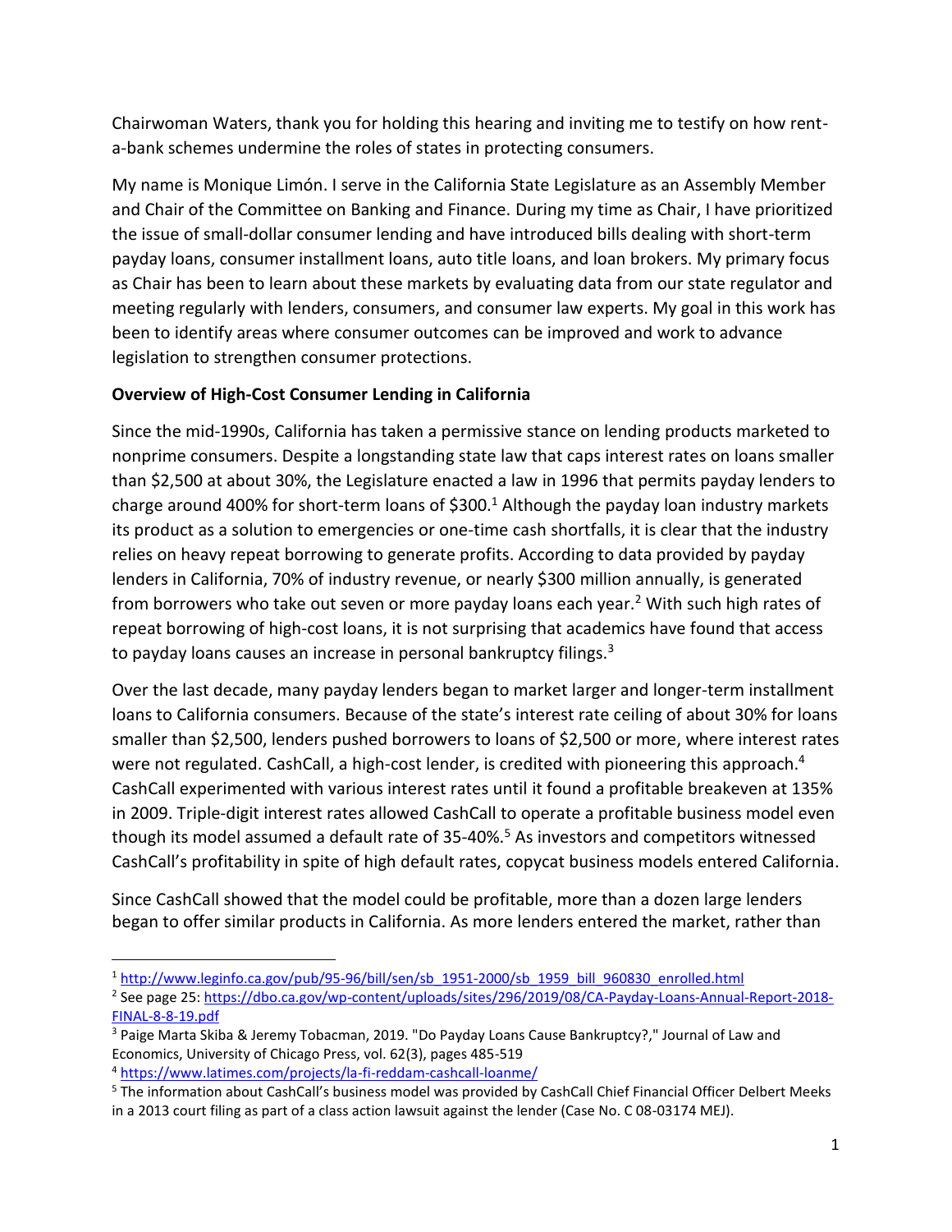Chairwoman Waters, thank you for holding this hearing and inviting me to testify on how rent-a-bank schemes undermine the roles of states in protecting consumers.

My name is Monique Limón. I serve in the California State Legislature as an Assembly Member and Chair of the Committee on Banking and Finance. During my time as Chair, I have prioritized the issue of small-dollar consumer lending and have introduced bills dealing with short-term payday loans, consumer installment loans, auto title loans, and loan brokers. My primary focus as Chair has been to learn about these markets by evaluating data from our state regulator and meeting regularly with lenders, consumers, and consumer law experts. My goal in this work has been to identify areas where consumer outcomes can be improved and work to advance legislation to strengthen consumer protections.

**Overview of High-Cost Consumer Lending in California**

Since the mid-1990s, California has taken a permissive stance on lending products marketed to nonprime consumers. Despite a longstanding state law that caps interest rates on loans smaller than $2,500 at about 30%, the Legislature enacted a law in 1996 that permits payday lenders to charge around 400% for short-term loans of $300.[1] Although the payday loan industry markets its product as a solution to emergencies or one-time cash shortfalls, it is clear that the industry relies on heavy repeat borrowing to generate profits. According to data provided by payday lenders in California, 70% of industry revenue, or nearly $300 million annually, is generated from borrowers who take out seven or more payday loans each year.[2] With such high rates of repeat borrowing of high-cost loans, it is not surprising that academics have found that access to payday loans causes an increase in personal bankruptcy filings.[3]

Over the last decade, many payday lenders began to market larger and longer-term installment loans to California consumers. Because of the state's interest rate ceiling of about 30% for loans smaller than $2,500, lenders pushed borrowers to loans of $2,500 or more, where interest rates were not regulated. CashCall, a high-cost lender, is credited with pioneering this approach.[4] CashCall experimented with various interest rates until it found a profitable breakeven at 135% in 2009. Triple-digit interest rates allowed CashCall to operate a profitable business model even though its model assumed a default rate of 35-40%.[5] As investors and competitors witnessed CashCall's profitability in spite of high default rates, copycat business models entered California.

Since CashCall showed that the model could be profitable, more than a dozen large lenders began to offer similar products in California. As more lenders entered the market, rather than

---

[1] http://www.leginfo.ca.gov/pub/95-96/bill/sen/sb_1951-2000/sb_1959_bill_960830_enrolled.html

[2] See page 25: https://dbo.ca.gov/wp-content/uploads/sites/296/2019/08/CA-Payday-Loans-Annual-Report-2018-FINAL-8-8-19.pdf

[3] Paige Marta Skiba & Jeremy Tobacman, 2019. "Do Payday Loans Cause Bankruptcy?," Journal of Law and Economics, University of Chicago Press, vol. 62(3), pages 485-519

[4] https://www.latimes.com/projects/la-fi-reddam-cashcall-loanme/

[5] The information about CashCall's business model was provided by CashCall Chief Financial Officer Delbert Meeks in a 2013 court filing as part of a class action lawsuit against the lender (Case No. C 08-03174 MEJ).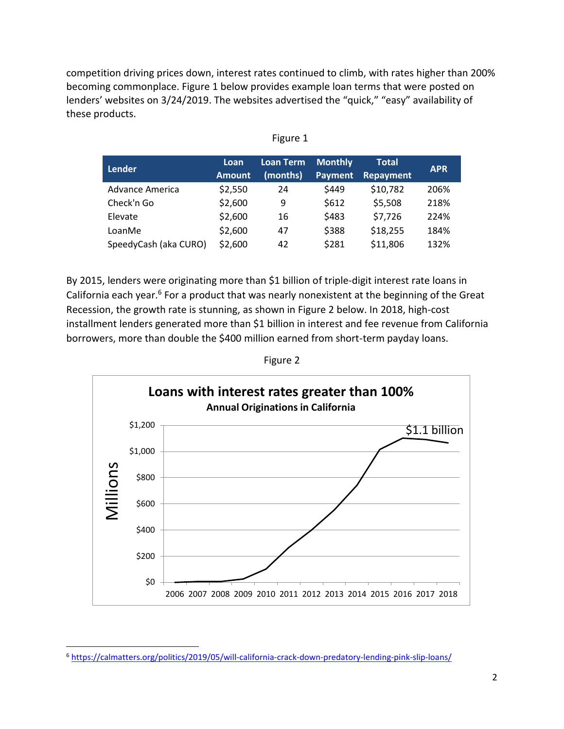competition driving prices down, interest rates continued to climb, with rates higher than 200% becoming commonplace. Figure 1 below provides example loan terms that were posted on lenders' websites on 3/24/2019. The websites advertised the "quick," "easy" availability of these products.

Figure 1

| Lender | Loan Amount | Loan Term (months) | Monthly Payment | Total Repayment | APR |
|---|---|---|---|---|---|
| Advance America | $2,550 | 24 | $449 | $10,782 | 206% |
| Check'n Go | $2,600 | 9 | $612 | $5,508 | 218% |
| Elevate | $2,600 | 16 | $483 | $7,726 | 224% |
| LoanMe | $2,600 | 47 | $388 | $18,255 | 184% |
| SpeedyCash (aka CURO) | $2,600 | 42 | $281 | $11,806 | 132% |

By 2015, lenders were originating more than $1 billion of triple-digit interest rate loans in California each year.[6] For a product that was nearly nonexistent at the beginning of the Great Recession, the growth rate is stunning, as shown in Figure 2 below. In 2018, high-cost installment lenders generated more than $1 billion in interest and fee revenue from California borrowers, more than double the $400 million earned from short-term payday loans.

Figure 2

**Loans with interest rates greater than 100%**
**Annual Originations in California**

---

[6] https://calmatters.org/politics/2019/05/will-california-crack-down-predatory-lending-pink-slip-loans/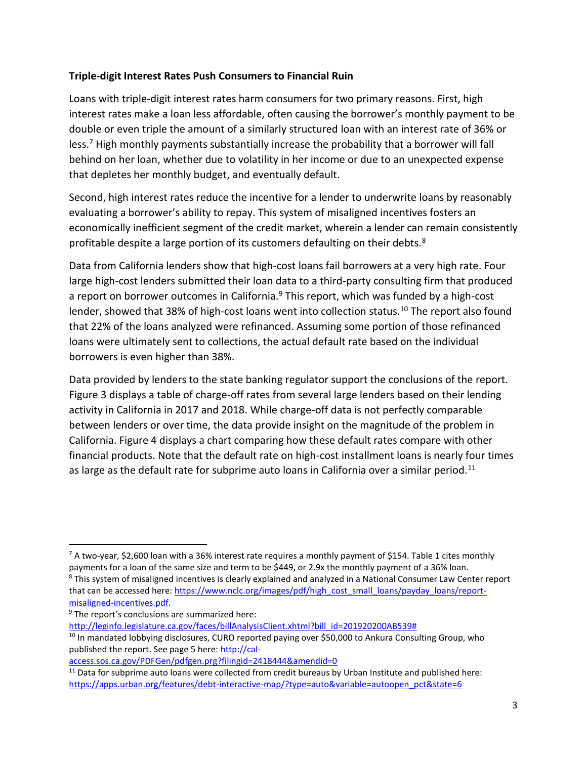**Triple-digit Interest Rates Push Consumers to Financial Ruin**

Loans with triple-digit interest rates harm consumers for two primary reasons. First, high interest rates make a loan less affordable, often causing the borrower's monthly payment to be double or even triple the amount of a similarly structured loan with an interest rate of 36% or less.[7] High monthly payments substantially increase the probability that a borrower will fall behind on her loan, whether due to volatility in her income or due to an unexpected expense that depletes her monthly budget, and eventually default.

Second, high interest rates reduce the incentive for a lender to underwrite loans by reasonably evaluating a borrower's ability to repay. This system of misaligned incentives fosters an economically inefficient segment of the credit market, wherein a lender can remain consistently profitable despite a large portion of its customers defaulting on their debts.[8]

Data from California lenders show that high-cost loans fail borrowers at a very high rate. Four large high-cost lenders submitted their loan data to a third-party consulting firm that produced a report on borrower outcomes in California.[9] This report, which was funded by a high-cost lender, showed that 38% of high-cost loans went into collection status.[10] The report also found that 22% of the loans analyzed were refinanced. Assuming some portion of those refinanced loans were ultimately sent to collections, the actual default rate based on the individual borrowers is even higher than 38%.

Data provided by lenders to the state banking regulator support the conclusions of the report. Figure 3 displays a table of charge-off rates from several large lenders based on their lending activity in California in 2017 and 2018. While charge-off data is not perfectly comparable between lenders or over time, the data provide insight on the magnitude of the problem in California. Figure 4 displays a chart comparing how these default rates compare with other financial products. Note that the default rate on high-cost installment loans is nearly four times as large as the default rate for subprime auto loans in California over a similar period.[11]

---

[7] A two-year, $2,600 loan with a 36% interest rate requires a monthly payment of $154. Table 1 cites monthly payments for a loan of the same size and term to be $449, or 2.9x the monthly payment of a 36% loan.

[8] This system of misaligned incentives is clearly explained and analyzed in a National Consumer Law Center report that can be accessed here: https://www.nclc.org/images/pdf/high_cost_small_loans/payday_loans/report-misaligned-incentives.pdf.

[9] The report's conclusions are summarized here: http://leginfo.legislature.ca.gov/faces/billAnalysisClient.xhtml?bill_id=201920200AB539#

[10] In mandated lobbying disclosures, CURO reported paying over $50,000 to Ankura Consulting Group, who published the report. See page 5 here: http://cal-access.sos.ca.gov/PDFGen/pdfgen.prg?filingid=2418444&amendid=0

[11] Data for subprime auto loans were collected from credit bureaus by Urban Institute and published here: https://apps.urban.org/features/debt-interactive-map/?type=auto&variable=autoopen_pct&state=6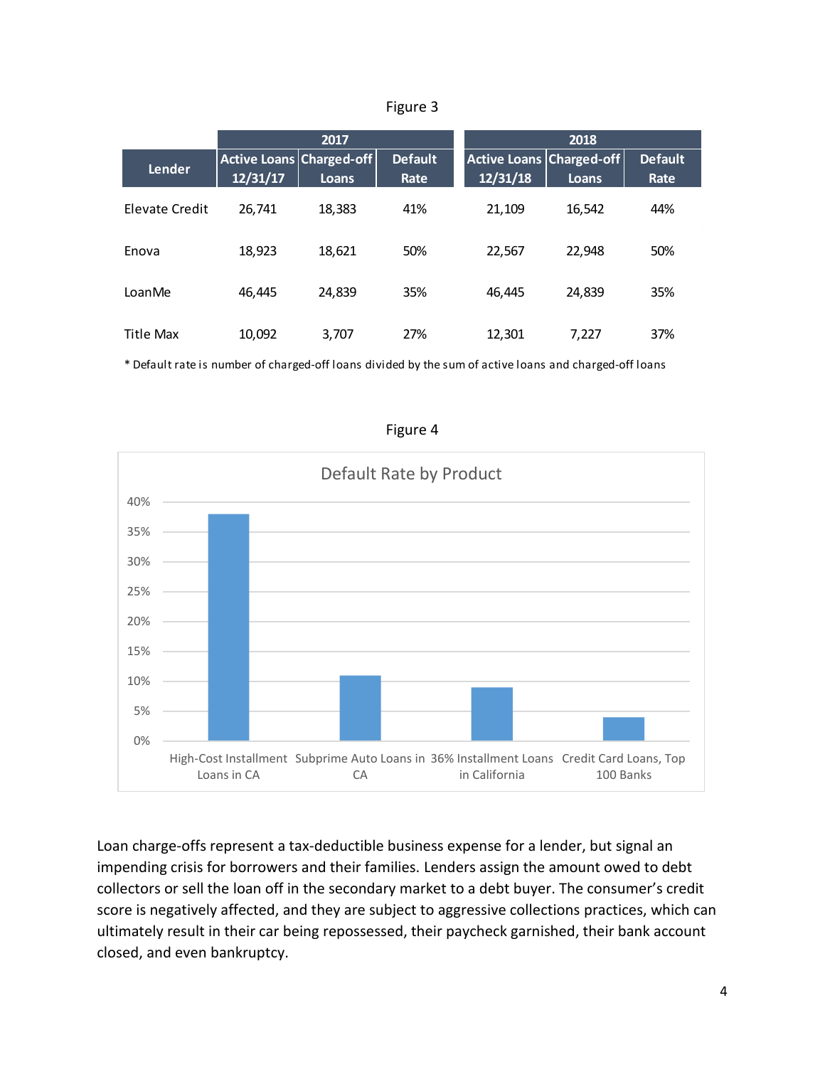Figure 3

| Lender | 2017 | | | 2018 | | |
|---|---|---|---|---|---|---|
| | Active Loans 12/31/17 | Charged-off Loans | Default Rate | Active Loans 12/31/18 | Charged-off Loans | Default Rate |
| Elevate Credit | 26,741 | 18,383 | 41% | 21,109 | 16,542 | 44% |
| Enova | 18,923 | 18,621 | 50% | 22,567 | 22,948 | 50% |
| LoanMe | 46,445 | 24,839 | 35% | 46,445 | 24,839 | 35% |
| Title Max | 10,092 | 3,707 | 27% | 12,301 | 7,227 | 37% |

* Default rate is number of charged-off loans divided by the sum of active loans and charged-off loans

Figure 4

Default Rate by Product

| Product | Default Rate |
|---|---|
| High-Cost Installment Loans in CA | ~38% |
| Subprime Auto Loans in CA | ~11% |
| 36% Installment Loans in California | ~9% |
| Credit Card Loans, Top 100 Banks | ~4% |

Loan charge-offs represent a tax-deductible business expense for a lender, but signal an impending crisis for borrowers and their families. Lenders assign the amount owed to debt collectors or sell the loan off in the secondary market to a debt buyer. The consumer's credit score is negatively affected, and they are subject to aggressive collections practices, which can ultimately result in their car being repossessed, their paycheck garnished, their bank account closed, and even bankruptcy.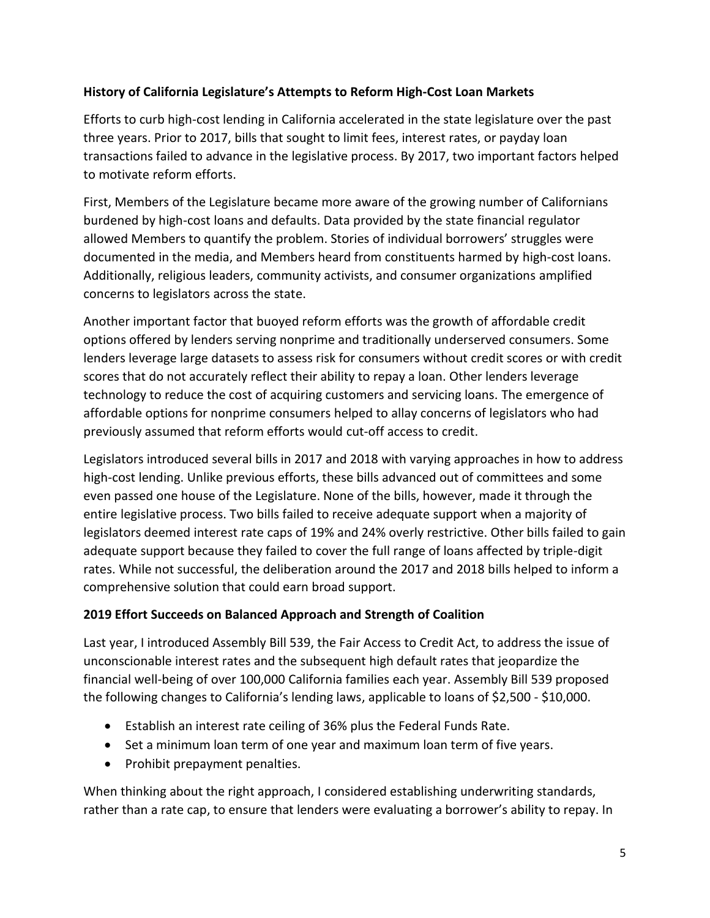**History of California Legislature's Attempts to Reform High-Cost Loan Markets**

Efforts to curb high-cost lending in California accelerated in the state legislature over the past three years. Prior to 2017, bills that sought to limit fees, interest rates, or payday loan transactions failed to advance in the legislative process. By 2017, two important factors helped to motivate reform efforts.

First, Members of the Legislature became more aware of the growing number of Californians burdened by high-cost loans and defaults. Data provided by the state financial regulator allowed Members to quantify the problem. Stories of individual borrowers' struggles were documented in the media, and Members heard from constituents harmed by high-cost loans. Additionally, religious leaders, community activists, and consumer organizations amplified concerns to legislators across the state.

Another important factor that buoyed reform efforts was the growth of affordable credit options offered by lenders serving nonprime and traditionally underserved consumers. Some lenders leverage large datasets to assess risk for consumers without credit scores or with credit scores that do not accurately reflect their ability to repay a loan. Other lenders leverage technology to reduce the cost of acquiring customers and servicing loans. The emergence of affordable options for nonprime consumers helped to allay concerns of legislators who had previously assumed that reform efforts would cut-off access to credit.

Legislators introduced several bills in 2017 and 2018 with varying approaches in how to address high-cost lending. Unlike previous efforts, these bills advanced out of committees and some even passed one house of the Legislature. None of the bills, however, made it through the entire legislative process. Two bills failed to receive adequate support when a majority of legislators deemed interest rate caps of 19% and 24% overly restrictive. Other bills failed to gain adequate support because they failed to cover the full range of loans affected by triple-digit rates. While not successful, the deliberation around the 2017 and 2018 bills helped to inform a comprehensive solution that could earn broad support.

**2019 Effort Succeeds on Balanced Approach and Strength of Coalition**

Last year, I introduced Assembly Bill 539, the Fair Access to Credit Act, to address the issue of unconscionable interest rates and the subsequent high default rates that jeopardize the financial well-being of over 100,000 California families each year. Assembly Bill 539 proposed the following changes to California's lending laws, applicable to loans of $2,500 - $10,000.

- Establish an interest rate ceiling of 36% plus the Federal Funds Rate.
- Set a minimum loan term of one year and maximum loan term of five years.
- Prohibit prepayment penalties.

When thinking about the right approach, I considered establishing underwriting standards, rather than a rate cap, to ensure that lenders were evaluating a borrower's ability to repay. In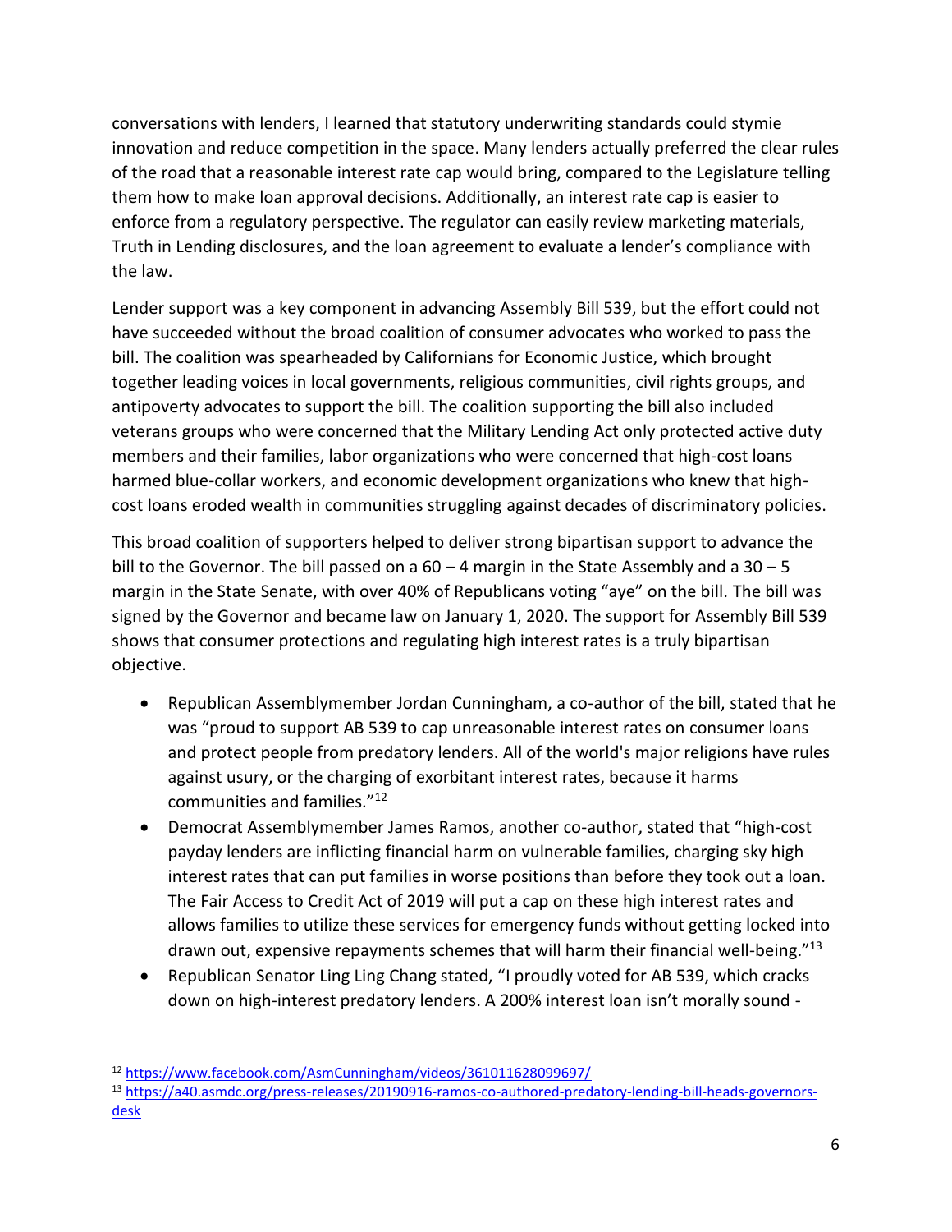conversations with lenders, I learned that statutory underwriting standards could stymie innovation and reduce competition in the space. Many lenders actually preferred the clear rules of the road that a reasonable interest rate cap would bring, compared to the Legislature telling them how to make loan approval decisions. Additionally, an interest rate cap is easier to enforce from a regulatory perspective. The regulator can easily review marketing materials, Truth in Lending disclosures, and the loan agreement to evaluate a lender's compliance with the law.

Lender support was a key component in advancing Assembly Bill 539, but the effort could not have succeeded without the broad coalition of consumer advocates who worked to pass the bill. The coalition was spearheaded by Californians for Economic Justice, which brought together leading voices in local governments, religious communities, civil rights groups, and antipoverty advocates to support the bill. The coalition supporting the bill also included veterans groups who were concerned that the Military Lending Act only protected active duty members and their families, labor organizations who were concerned that high-cost loans harmed blue-collar workers, and economic development organizations who knew that high-cost loans eroded wealth in communities struggling against decades of discriminatory policies.

This broad coalition of supporters helped to deliver strong bipartisan support to advance the bill to the Governor. The bill passed on a 60 – 4 margin in the State Assembly and a 30 – 5 margin in the State Senate, with over 40% of Republicans voting "aye" on the bill. The bill was signed by the Governor and became law on January 1, 2020. The support for Assembly Bill 539 shows that consumer protections and regulating high interest rates is a truly bipartisan objective.

- Republican Assemblymember Jordan Cunningham, a co-author of the bill, stated that he was "proud to support AB 539 to cap unreasonable interest rates on consumer loans and protect people from predatory lenders. All of the world's major religions have rules against usury, or the charging of exorbitant interest rates, because it harms communities and families."[12]
- Democrat Assemblymember James Ramos, another co-author, stated that "high-cost payday lenders are inflicting financial harm on vulnerable families, charging sky high interest rates that can put families in worse positions than before they took out a loan. The Fair Access to Credit Act of 2019 will put a cap on these high interest rates and allows families to utilize these services for emergency funds without getting locked into drawn out, expensive repayments schemes that will harm their financial well-being."[13]
- Republican Senator Ling Ling Chang stated, "I proudly voted for AB 539, which cracks down on high-interest predatory lenders. A 200% interest loan isn't morally sound -

---

[12] https://www.facebook.com/AsmCunningham/videos/361011628099697/

[13] https://a40.asmdc.org/press-releases/20190916-ramos-co-authored-predatory-lending-bill-heads-governors-desk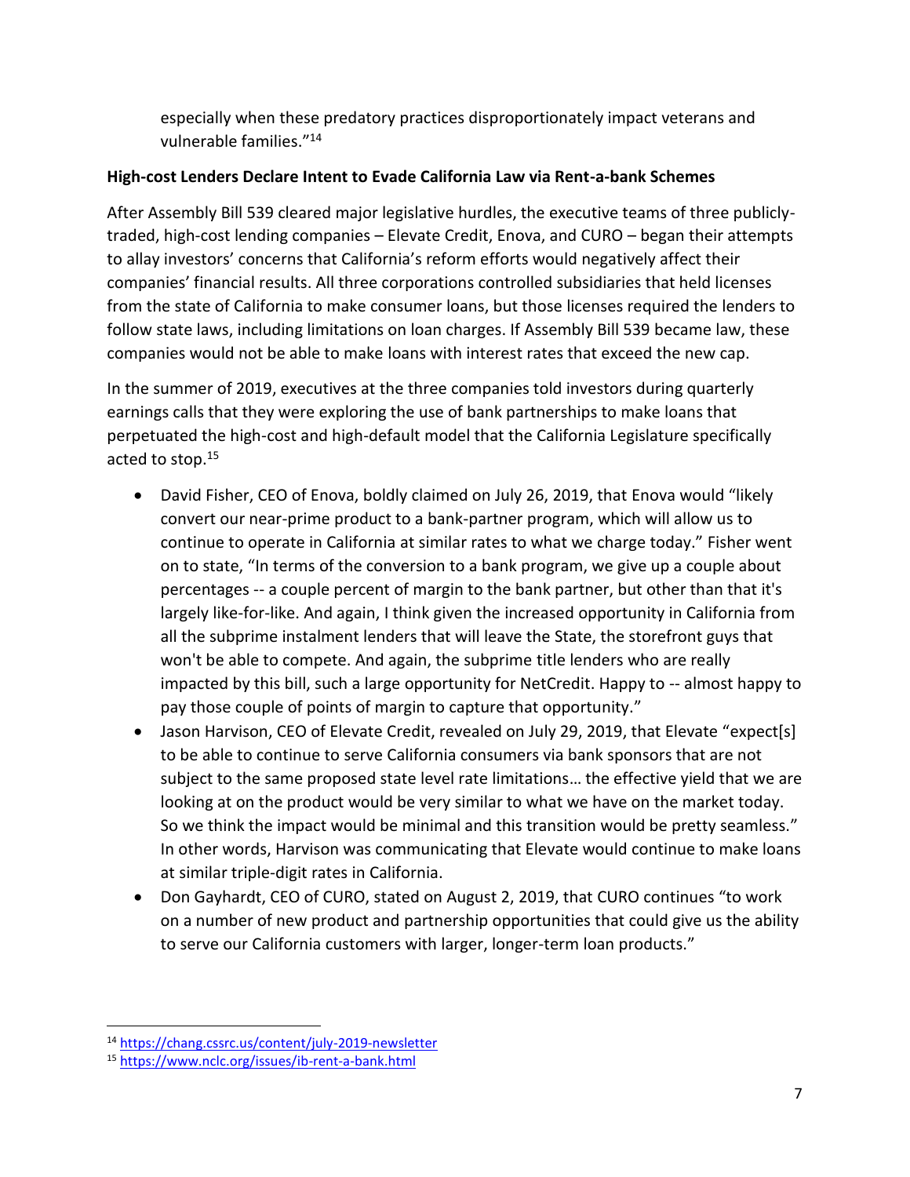especially when these predatory practices disproportionately impact veterans and vulnerable families."[14]

**High-cost Lenders Declare Intent to Evade California Law via Rent-a-bank Schemes**

After Assembly Bill 539 cleared major legislative hurdles, the executive teams of three publicly-traded, high-cost lending companies – Elevate Credit, Enova, and CURO – began their attempts to allay investors' concerns that California's reform efforts would negatively affect their companies' financial results. All three corporations controlled subsidiaries that held licenses from the state of California to make consumer loans, but those licenses required the lenders to follow state laws, including limitations on loan charges. If Assembly Bill 539 became law, these companies would not be able to make loans with interest rates that exceed the new cap.

In the summer of 2019, executives at the three companies told investors during quarterly earnings calls that they were exploring the use of bank partnerships to make loans that perpetuated the high-cost and high-default model that the California Legislature specifically acted to stop.[15]

- David Fisher, CEO of Enova, boldly claimed on July 26, 2019, that Enova would "likely convert our near-prime product to a bank-partner program, which will allow us to continue to operate in California at similar rates to what we charge today." Fisher went on to state, "In terms of the conversion to a bank program, we give up a couple about percentages -- a couple percent of margin to the bank partner, but other than that it's largely like-for-like. And again, I think given the increased opportunity in California from all the subprime instalment lenders that will leave the State, the storefront guys that won't be able to compete. And again, the subprime title lenders who are really impacted by this bill, such a large opportunity for NetCredit. Happy to -- almost happy to pay those couple of points of margin to capture that opportunity."
- Jason Harvison, CEO of Elevate Credit, revealed on July 29, 2019, that Elevate "expect[s] to be able to continue to serve California consumers via bank sponsors that are not subject to the same proposed state level rate limitations… the effective yield that we are looking at on the product would be very similar to what we have on the market today. So we think the impact would be minimal and this transition would be pretty seamless." In other words, Harvison was communicating that Elevate would continue to make loans at similar triple-digit rates in California.
- Don Gayhardt, CEO of CURO, stated on August 2, 2019, that CURO continues "to work on a number of new product and partnership opportunities that could give us the ability to serve our California customers with larger, longer-term loan products."

---

[14] https://chang.cssrc.us/content/july-2019-newsletter

[15] https://www.nclc.org/issues/ib-rent-a-bank.html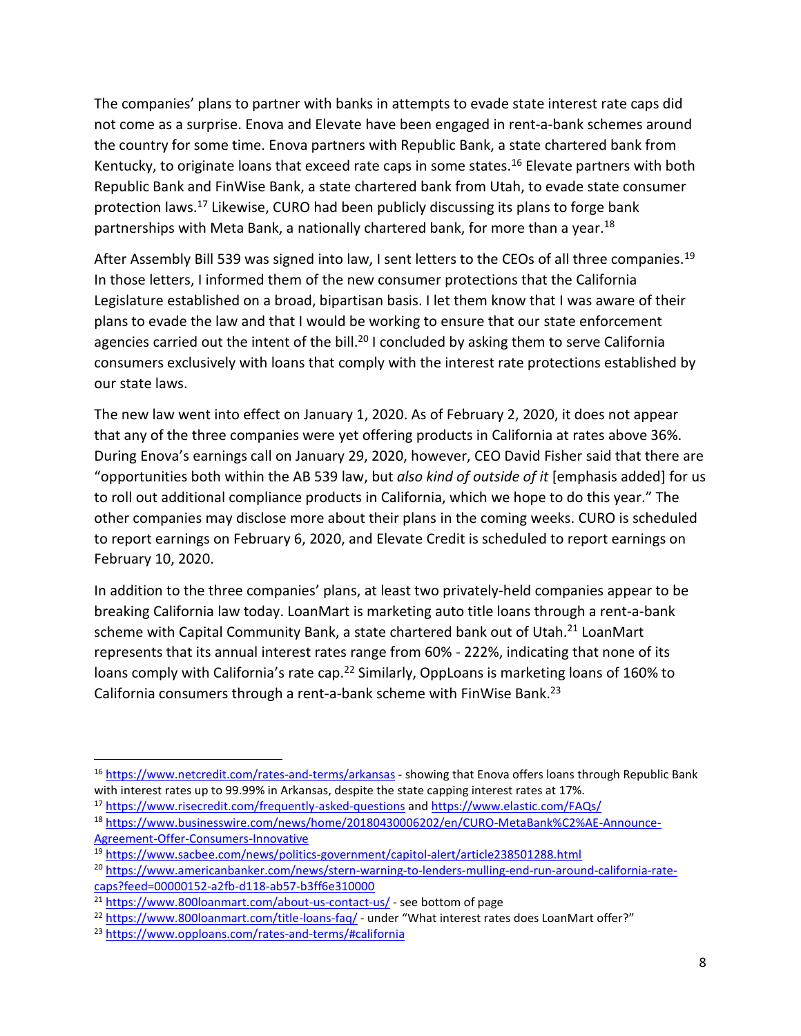The companies' plans to partner with banks in attempts to evade state interest rate caps did not come as a surprise. Enova and Elevate have been engaged in rent-a-bank schemes around the country for some time. Enova partners with Republic Bank, a state chartered bank from Kentucky, to originate loans that exceed rate caps in some states.[16] Elevate partners with both Republic Bank and FinWise Bank, a state chartered bank from Utah, to evade state consumer protection laws.[17] Likewise, CURO had been publicly discussing its plans to forge bank partnerships with Meta Bank, a nationally chartered bank, for more than a year.[18]

After Assembly Bill 539 was signed into law, I sent letters to the CEOs of all three companies.[19] In those letters, I informed them of the new consumer protections that the California Legislature established on a broad, bipartisan basis. I let them know that I was aware of their plans to evade the law and that I would be working to ensure that our state enforcement agencies carried out the intent of the bill.[20] I concluded by asking them to serve California consumers exclusively with loans that comply with the interest rate protections established by our state laws.

The new law went into effect on January 1, 2020. As of February 2, 2020, it does not appear that any of the three companies were yet offering products in California at rates above 36%. During Enova's earnings call on January 29, 2020, however, CEO David Fisher said that there are "opportunities both within the AB 539 law, but *also kind of outside of it* [emphasis added] for us to roll out additional compliance products in California, which we hope to do this year." The other companies may disclose more about their plans in the coming weeks. CURO is scheduled to report earnings on February 6, 2020, and Elevate Credit is scheduled to report earnings on February 10, 2020.

In addition to the three companies' plans, at least two privately-held companies appear to be breaking California law today. LoanMart is marketing auto title loans through a rent-a-bank scheme with Capital Community Bank, a state chartered bank out of Utah.[21] LoanMart represents that its annual interest rates range from 60% - 222%, indicating that none of its loans comply with California's rate cap.[22] Similarly, OppLoans is marketing loans of 160% to California consumers through a rent-a-bank scheme with FinWise Bank.[23]

---

[16] https://www.netcredit.com/rates-and-terms/arkansas - showing that Enova offers loans through Republic Bank with interest rates up to 99.99% in Arkansas, despite the state capping interest rates at 17%.

[17] https://www.risecredit.com/frequently-asked-questions and https://www.elastic.com/FAQs/

[18] https://www.businesswire.com/news/home/20180430006202/en/CURO-MetaBank%C2%AE-Announce-Agreement-Offer-Consumers-Innovative

[19] https://www.sacbee.com/news/politics-government/capitol-alert/article238501288.html

[20] https://www.americanbanker.com/news/stern-warning-to-lenders-mulling-end-run-around-california-rate-caps?feed=00000152-a2fb-d118-ab57-b3ff6e310000

[21] https://www.800loanmart.com/about-us-contact-us/ - see bottom of page

[22] https://www.800loanmart.com/title-loans-faq/ - under "What interest rates does LoanMart offer?"

[23] https://www.opploans.com/rates-and-terms/#california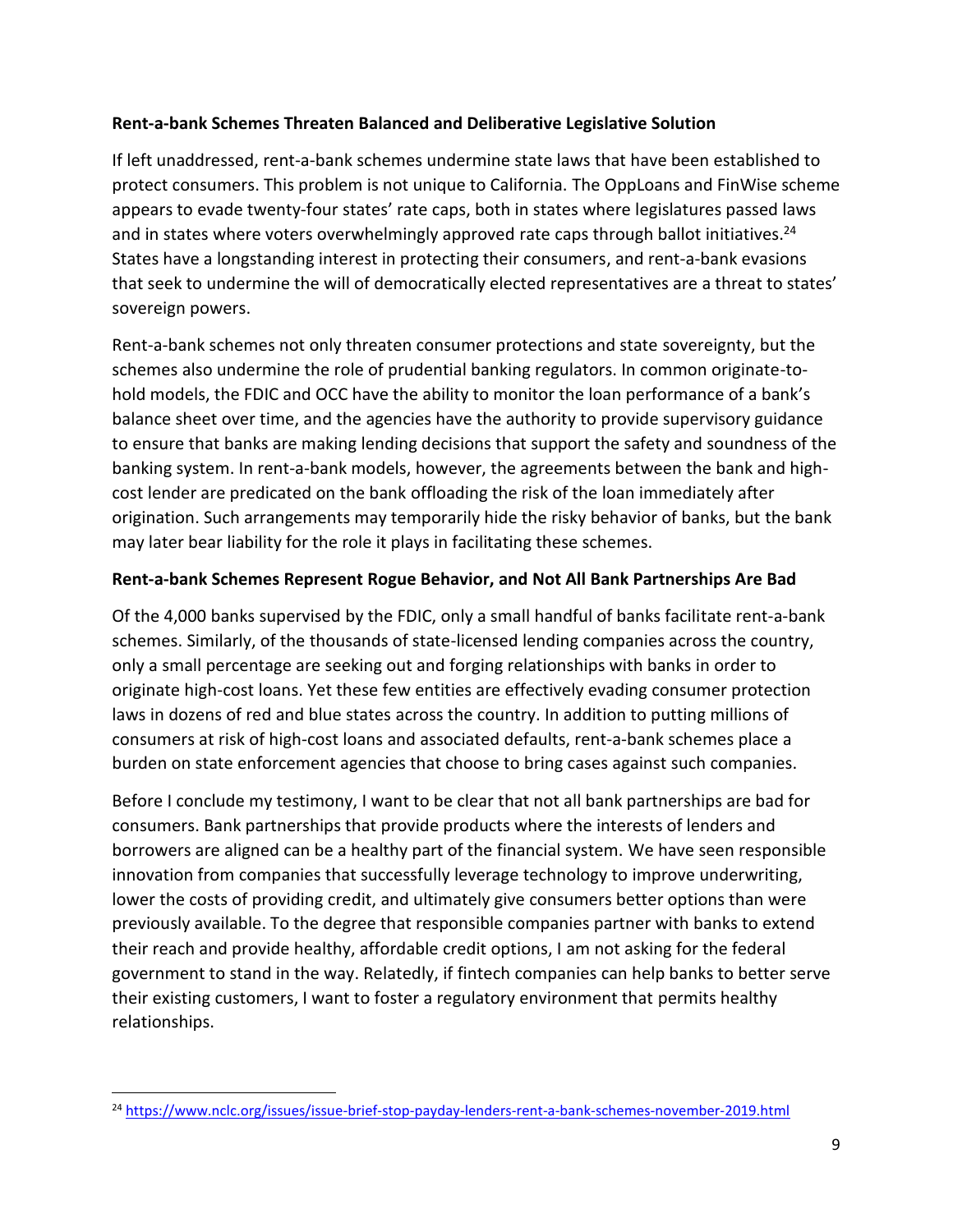**Rent-a-bank Schemes Threaten Balanced and Deliberative Legislative Solution**

If left unaddressed, rent-a-bank schemes undermine state laws that have been established to protect consumers. This problem is not unique to California. The OppLoans and FinWise scheme appears to evade twenty-four states' rate caps, both in states where legislatures passed laws and in states where voters overwhelmingly approved rate caps through ballot initiatives.[24] States have a longstanding interest in protecting their consumers, and rent-a-bank evasions that seek to undermine the will of democratically elected representatives are a threat to states' sovereign powers.

Rent-a-bank schemes not only threaten consumer protections and state sovereignty, but the schemes also undermine the role of prudential banking regulators. In common originate-to-hold models, the FDIC and OCC have the ability to monitor the loan performance of a bank's balance sheet over time, and the agencies have the authority to provide supervisory guidance to ensure that banks are making lending decisions that support the safety and soundness of the banking system. In rent-a-bank models, however, the agreements between the bank and high-cost lender are predicated on the bank offloading the risk of the loan immediately after origination. Such arrangements may temporarily hide the risky behavior of banks, but the bank may later bear liability for the role it plays in facilitating these schemes.

**Rent-a-bank Schemes Represent Rogue Behavior, and Not All Bank Partnerships Are Bad**

Of the 4,000 banks supervised by the FDIC, only a small handful of banks facilitate rent-a-bank schemes. Similarly, of the thousands of state-licensed lending companies across the country, only a small percentage are seeking out and forging relationships with banks in order to originate high-cost loans. Yet these few entities are effectively evading consumer protection laws in dozens of red and blue states across the country. In addition to putting millions of consumers at risk of high-cost loans and associated defaults, rent-a-bank schemes place a burden on state enforcement agencies that choose to bring cases against such companies.

Before I conclude my testimony, I want to be clear that not all bank partnerships are bad for consumers. Bank partnerships that provide products where the interests of lenders and borrowers are aligned can be a healthy part of the financial system. We have seen responsible innovation from companies that successfully leverage technology to improve underwriting, lower the costs of providing credit, and ultimately give consumers better options than were previously available. To the degree that responsible companies partner with banks to extend their reach and provide healthy, affordable credit options, I am not asking for the federal government to stand in the way. Relatedly, if fintech companies can help banks to better serve their existing customers, I want to foster a regulatory environment that permits healthy relationships.

---

[24] https://www.nclc.org/issues/issue-brief-stop-payday-lenders-rent-a-bank-schemes-november-2019.html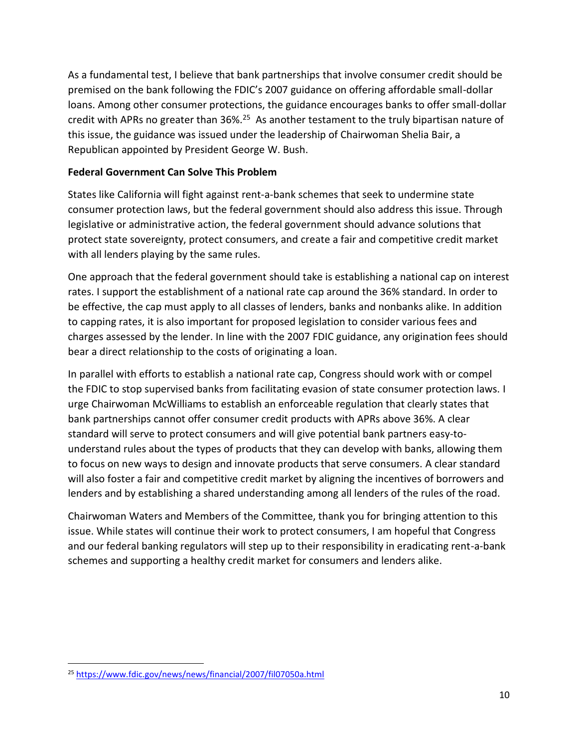As a fundamental test, I believe that bank partnerships that involve consumer credit should be premised on the bank following the FDIC's 2007 guidance on offering affordable small-dollar loans. Among other consumer protections, the guidance encourages banks to offer small-dollar credit with APRs no greater than 36%.[25] As another testament to the truly bipartisan nature of this issue, the guidance was issued under the leadership of Chairwoman Shelia Bair, a Republican appointed by President George W. Bush.

**Federal Government Can Solve This Problem**

States like California will fight against rent-a-bank schemes that seek to undermine state consumer protection laws, but the federal government should also address this issue. Through legislative or administrative action, the federal government should advance solutions that protect state sovereignty, protect consumers, and create a fair and competitive credit market with all lenders playing by the same rules.

One approach that the federal government should take is establishing a national cap on interest rates. I support the establishment of a national rate cap around the 36% standard. In order to be effective, the cap must apply to all classes of lenders, banks and nonbanks alike. In addition to capping rates, it is also important for proposed legislation to consider various fees and charges assessed by the lender. In line with the 2007 FDIC guidance, any origination fees should bear a direct relationship to the costs of originating a loan.

In parallel with efforts to establish a national rate cap, Congress should work with or compel the FDIC to stop supervised banks from facilitating evasion of state consumer protection laws. I urge Chairwoman McWilliams to establish an enforceable regulation that clearly states that bank partnerships cannot offer consumer credit products with APRs above 36%. A clear standard will serve to protect consumers and will give potential bank partners easy-to-understand rules about the types of products that they can develop with banks, allowing them to focus on new ways to design and innovate products that serve consumers. A clear standard will also foster a fair and competitive credit market by aligning the incentives of borrowers and lenders and by establishing a shared understanding among all lenders of the rules of the road.

Chairwoman Waters and Members of the Committee, thank you for bringing attention to this issue. While states will continue their work to protect consumers, I am hopeful that Congress and our federal banking regulators will step up to their responsibility in eradicating rent-a-bank schemes and supporting a healthy credit market for consumers and lenders alike.

---

[25] https://www.fdic.gov/news/news/financial/2007/fil07050a.html